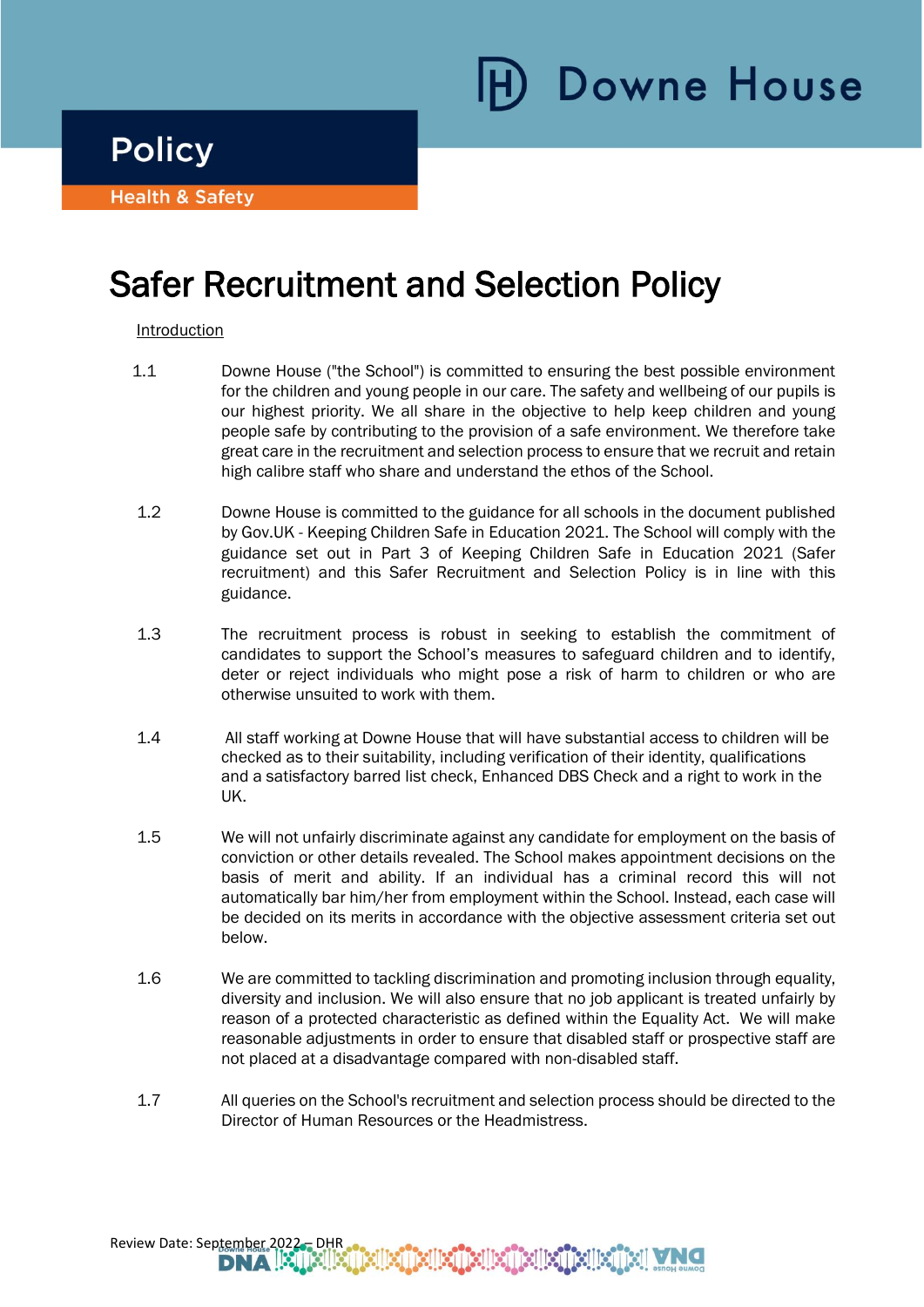Downe House

# Policy

Health & Safety

# Safer Recruitment and Selection Policy

Introduction

1.1 Downe House ("the School") is committed to ensuring the best possible environment for the children and young people in our care. The safety and wellbeing of our pupils is our highest priority. We all share in the objective to help keep children and young people safe by contributing to the provision of a safe environment. We therefore take great care in the recruitment and selection process to ensure that we recruit and retain high calibre staff who share and understand the ethos of the School.

1.2 Downe House is committed to the guidance for all schools in the document published by Gov.UK - Keeping Children Safe in Education 2021. The School will comply with the guidance set out in Part 3 of Keeping Children Safe in Education 2021 (Safer recruitment) and this Safer Recruitment and Selection Policy is in line with this guidance.

1.3 The recruitment process is robust in seeking to establish the commitment of candidates to support the School's measures to safeguard children and to identify, deter or reject individuals who might pose a risk of harm to children or who are otherwise unsuited to work with them.

1.4 All staff working at Downe House that will have substantial access to children will be checked as to their suitability, including verification of their identity, qualifications and a satisfactory barred list check, Enhanced DBS Check and a right to work in the UK.

1.5 We will not unfairly discriminate against any candidate for employment on the basis of conviction or other details revealed. The School makes appointment decisions on the basis of merit and ability. If an individual has a criminal record this will not automatically bar him/her from employment within the School. Instead, each case will be decided on its merits in accordance with the objective assessment criteria set out below.

1.6 We are committed to tackling discrimination and promoting inclusion through equality, diversity and inclusion. We will also ensure that no job applicant is treated unfairly by reason of a protected characteristic as defined within the Equality Act. We will make reasonable adjustments in order to ensure that disabled staff or prospective staff are not placed at a disadvantage compared with non-disabled staff.

1.7 All queries on the School's recruitment and selection process should be directed to the Director of Human Resources or the Headmistress.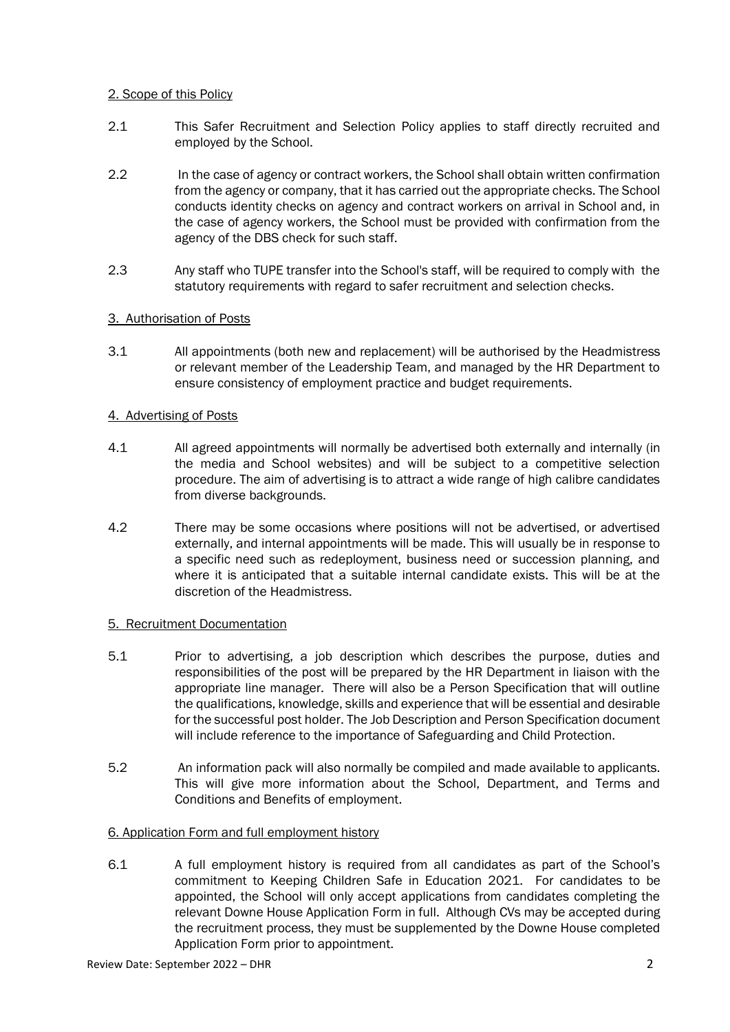## 2. Scope of this Policy

2.1 This Safer Recruitment and Selection Policy applies to staff directly recruited and employed by the School.

2.2 In the case of agency or contract workers, the School shall obtain written confirmation from the agency or company, that it has carried out the appropriate checks. The School conducts identity checks on agency and contract workers on arrival in School and, in the case of agency workers, the School must be provided with confirmation from the agency of the DBS check for such staff.

2.3 Any staff who TUPE transfer into the School's staff, will be required to comply with the statutory requirements with regard to safer recruitment and selection checks.

## 3. Authorisation of Posts

3.1 All appointments (both new and replacement) will be authorised by the Headmistress or relevant member of the Leadership Team, and managed by the HR Department to ensure consistency of employment practice and budget requirements.

## 4. Advertising of Posts

4.1 All agreed appointments will normally be advertised both externally and internally (in the media and School websites) and will be subject to a competitive selection procedure. The aim of advertising is to attract a wide range of high calibre candidates from diverse backgrounds.

4.2 There may be some occasions where positions will not be advertised, or advertised externally, and internal appointments will be made. This will usually be in response to a specific need such as redeployment, business need or succession planning, and where it is anticipated that a suitable internal candidate exists. This will be at the discretion of the Headmistress.

## 5. Recruitment Documentation

5.1 Prior to advertising, a job description which describes the purpose, duties and responsibilities of the post will be prepared by the HR Department in liaison with the appropriate line manager. There will also be a Person Specification that will outline the qualifications, knowledge, skills and experience that will be essential and desirable for the successful post holder. The Job Description and Person Specification document will include reference to the importance of Safeguarding and Child Protection.

5.2 An information pack will also normally be compiled and made available to applicants. This will give more information about the School, Department, and Terms and Conditions and Benefits of employment.

## 6. Application Form and full employment history

6.1 A full employment history is required from all candidates as part of the School's commitment to Keeping Children Safe in Education 2021. For candidates to be appointed, the School will only accept applications from candidates completing the relevant Downe House Application Form in full. Although CVs may be accepted during the recruitment process, they must be supplemented by the Downe House completed Application Form prior to appointment.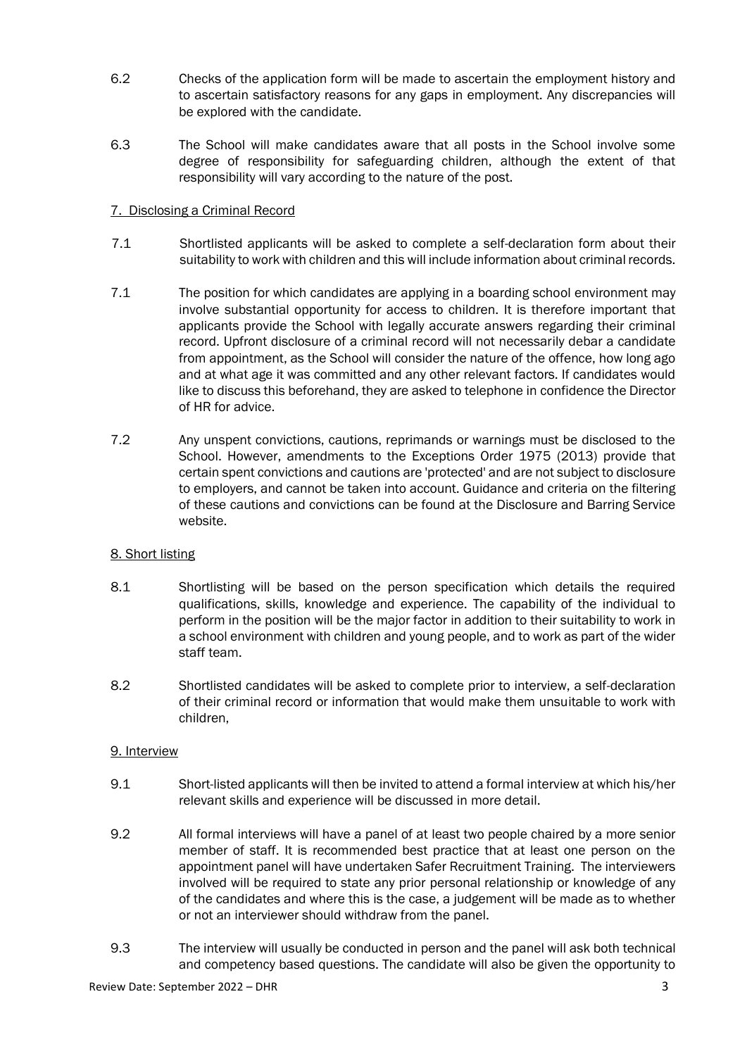6.2 Checks of the application form will be made to ascertain the employment history and to ascertain satisfactory reasons for any gaps in employment. Any discrepancies will be explored with the candidate.

6.3 The School will make candidates aware that all posts in the School involve some degree of responsibility for safeguarding children, although the extent of that responsibility will vary according to the nature of the post.

## 7. Disclosing a Criminal Record

7.1 Shortlisted applicants will be asked to complete a self-declaration form about their suitability to work with children and this will include information about criminal records.

7.1 The position for which candidates are applying in a boarding school environment may involve substantial opportunity for access to children. It is therefore important that applicants provide the School with legally accurate answers regarding their criminal record. Upfront disclosure of a criminal record will not necessarily debar a candidate from appointment, as the School will consider the nature of the offence, how long ago and at what age it was committed and any other relevant factors. If candidates would like to discuss this beforehand, they are asked to telephone in confidence the Director of HR for advice.

7.2 Any unspent convictions, cautions, reprimands or warnings must be disclosed to the School. However, amendments to the Exceptions Order 1975 (2013) provide that certain spent convictions and cautions are 'protected' and are not subject to disclosure to employers, and cannot be taken into account. Guidance and criteria on the filtering of these cautions and convictions can be found at the Disclosure and Barring Service website.

## 8. Short listing

8.1 Shortlisting will be based on the person specification which details the required qualifications, skills, knowledge and experience. The capability of the individual to perform in the position will be the major factor in addition to their suitability to work in a school environment with children and young people, and to work as part of the wider staff team.

8.2 Shortlisted candidates will be asked to complete prior to interview, a self-declaration of their criminal record or information that would make them unsuitable to work with children,

## 9. Interview

9.1 Short-listed applicants will then be invited to attend a formal interview at which his/her relevant skills and experience will be discussed in more detail.

9.2 All formal interviews will have a panel of at least two people chaired by a more senior member of staff. It is recommended best practice that at least one person on the appointment panel will have undertaken Safer Recruitment Training. The interviewers involved will be required to state any prior personal relationship or knowledge of any of the candidates and where this is the case, a judgement will be made as to whether or not an interviewer should withdraw from the panel.

9.3 The interview will usually be conducted in person and the panel will ask both technical and competency based questions. The candidate will also be given the opportunity to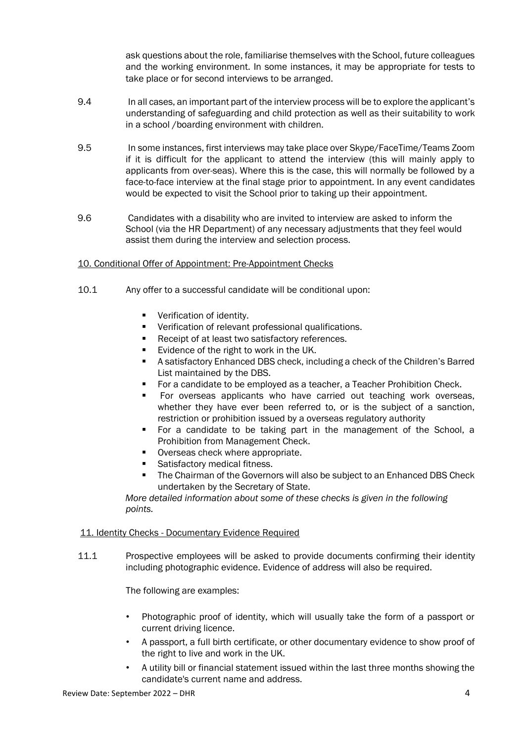ask questions about the role, familiarise themselves with the School, future colleagues and the working environment. In some instances, it may be appropriate for tests to take place or for second interviews to be arranged.

9.4 In all cases, an important part of the interview process will be to explore the applicant's understanding of safeguarding and child protection as well as their suitability to work in a school /boarding environment with children.

9.5 In some instances, first interviews may take place over Skype/FaceTime/Teams Zoom if it is difficult for the applicant to attend the interview (this will mainly apply to applicants from over-seas). Where this is the case, this will normally be followed by a face-to-face interview at the final stage prior to appointment. In any event candidates would be expected to visit the School prior to taking up their appointment.

9.6 Candidates with a disability who are invited to interview are asked to inform the School (via the HR Department) of any necessary adjustments that they feel would assist them during the interview and selection process.

## 10. Conditional Offer of Appointment: Pre-Appointment Checks

10.1 Any offer to a successful candidate will be conditional upon:

- Verification of identity.
- Verification of relevant professional qualifications.
- Receipt of at least two satisfactory references.
- Evidence of the right to work in the UK.
- A satisfactory Enhanced DBS check, including a check of the Children's Barred List maintained by the DBS.
- For a candidate to be employed as a teacher, a Teacher Prohibition Check.
- For overseas applicants who have carried out teaching work overseas, whether they have ever been referred to, or is the subject of a sanction, restriction or prohibition issued by a overseas regulatory authority
- For a candidate to be taking part in the management of the School, a Prohibition from Management Check.
- Overseas check where appropriate.
- Satisfactory medical fitness.
- The Chairman of the Governors will also be subject to an Enhanced DBS Check undertaken by the Secretary of State.

*More detailed information about some of these checks is given in the following points.*

## 11. Identity Checks - Documentary Evidence Required

11.1 Prospective employees will be asked to provide documents confirming their identity including photographic evidence. Evidence of address will also be required.

The following are examples:

- Photographic proof of identity, which will usually take the form of a passport or current driving licence.
- A passport, a full birth certificate, or other documentary evidence to show proof of the right to live and work in the UK.
- A utility bill or financial statement issued within the last three months showing the candidate's current name and address.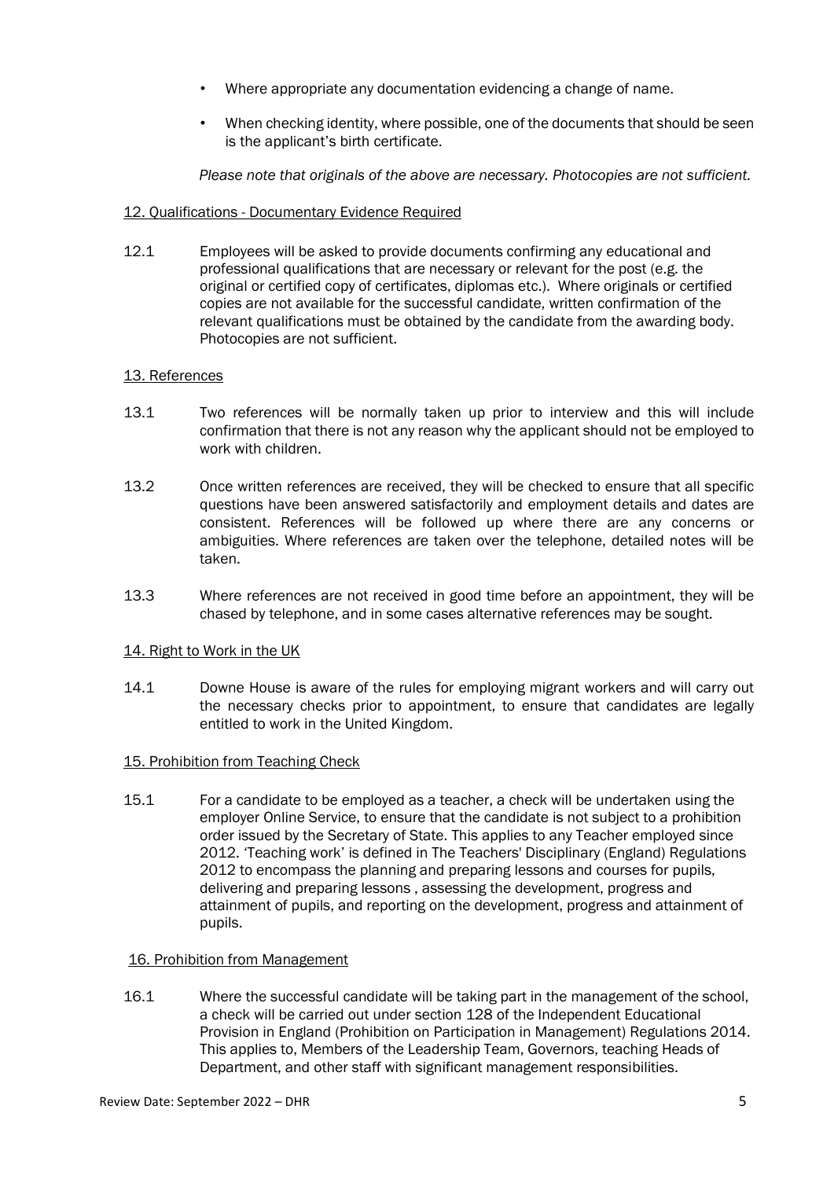- Where appropriate any documentation evidencing a change of name.
- When checking identity, where possible, one of the documents that should be seen is the applicant's birth certificate.

*Please note that originals of the above are necessary. Photocopies are not sufficient.*

## 12. Qualifications - Documentary Evidence Required

12.1 Employees will be asked to provide documents confirming any educational and professional qualifications that are necessary or relevant for the post (e.g. the original or certified copy of certificates, diplomas etc.). Where originals or certified copies are not available for the successful candidate, written confirmation of the relevant qualifications must be obtained by the candidate from the awarding body. Photocopies are not sufficient.

## 13. References

13.1 Two references will be normally taken up prior to interview and this will include confirmation that there is not any reason why the applicant should not be employed to work with children.

13.2 Once written references are received, they will be checked to ensure that all specific questions have been answered satisfactorily and employment details and dates are consistent. References will be followed up where there are any concerns or ambiguities. Where references are taken over the telephone, detailed notes will be taken.

13.3 Where references are not received in good time before an appointment, they will be chased by telephone, and in some cases alternative references may be sought.

## 14. Right to Work in the UK

14.1 Downe House is aware of the rules for employing migrant workers and will carry out the necessary checks prior to appointment, to ensure that candidates are legally entitled to work in the United Kingdom.

## 15. Prohibition from Teaching Check

15.1 For a candidate to be employed as a teacher, a check will be undertaken using the employer Online Service, to ensure that the candidate is not subject to a prohibition order issued by the Secretary of State. This applies to any Teacher employed since 2012. 'Teaching work' is defined in The Teachers' Disciplinary (England) Regulations 2012 to encompass the planning and preparing lessons and courses for pupils, delivering and preparing lessons , assessing the development, progress and attainment of pupils, and reporting on the development, progress and attainment of pupils.

## 16. Prohibition from Management

16.1 Where the successful candidate will be taking part in the management of the school, a check will be carried out under section 128 of the Independent Educational Provision in England (Prohibition on Participation in Management) Regulations 2014. This applies to, Members of the Leadership Team, Governors, teaching Heads of Department, and other staff with significant management responsibilities.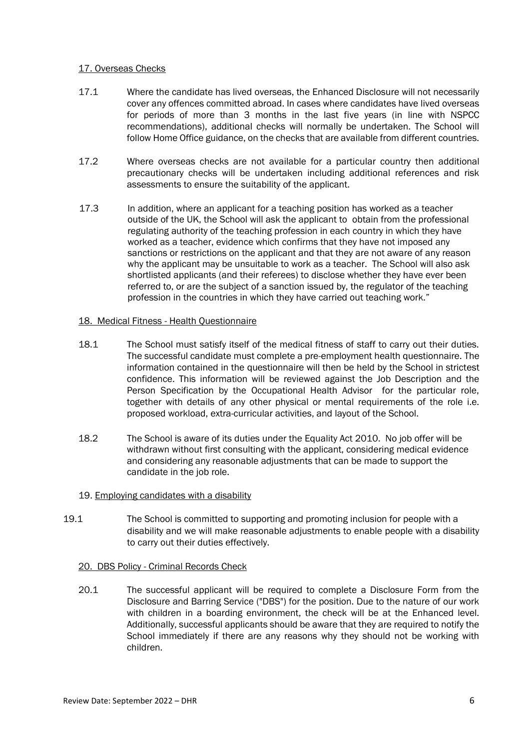## 17. Overseas Checks

17.1 Where the candidate has lived overseas, the Enhanced Disclosure will not necessarily cover any offences committed abroad. In cases where candidates have lived overseas for periods of more than 3 months in the last five years (in line with NSPCC recommendations), additional checks will normally be undertaken. The School will follow Home Office guidance, on the checks that are available from different countries.

17.2 Where overseas checks are not available for a particular country then additional precautionary checks will be undertaken including additional references and risk assessments to ensure the suitability of the applicant.

17.3 In addition, where an applicant for a teaching position has worked as a teacher outside of the UK, the School will ask the applicant to obtain from the professional regulating authority of the teaching profession in each country in which they have worked as a teacher, evidence which confirms that they have not imposed any sanctions or restrictions on the applicant and that they are not aware of any reason why the applicant may be unsuitable to work as a teacher. The School will also ask shortlisted applicants (and their referees) to disclose whether they have ever been referred to, or are the subject of a sanction issued by, the regulator of the teaching profession in the countries in which they have carried out teaching work."

## 18. Medical Fitness - Health Questionnaire

18.1 The School must satisfy itself of the medical fitness of staff to carry out their duties. The successful candidate must complete a pre-employment health questionnaire. The information contained in the questionnaire will then be held by the School in strictest confidence. This information will be reviewed against the Job Description and the Person Specification by the Occupational Health Advisor for the particular role, together with details of any other physical or mental requirements of the role i.e. proposed workload, extra-curricular activities, and layout of the School.

18.2 The School is aware of its duties under the Equality Act 2010. No job offer will be withdrawn without first consulting with the applicant, considering medical evidence and considering any reasonable adjustments that can be made to support the candidate in the job role.

## 19. Employing candidates with a disability

19.1 The School is committed to supporting and promoting inclusion for people with a disability and we will make reasonable adjustments to enable people with a disability to carry out their duties effectively.

## 20. DBS Policy - Criminal Records Check

20.1 The successful applicant will be required to complete a Disclosure Form from the Disclosure and Barring Service ("DBS") for the position. Due to the nature of our work with children in a boarding environment, the check will be at the Enhanced level. Additionally, successful applicants should be aware that they are required to notify the School immediately if there are any reasons why they should not be working with children.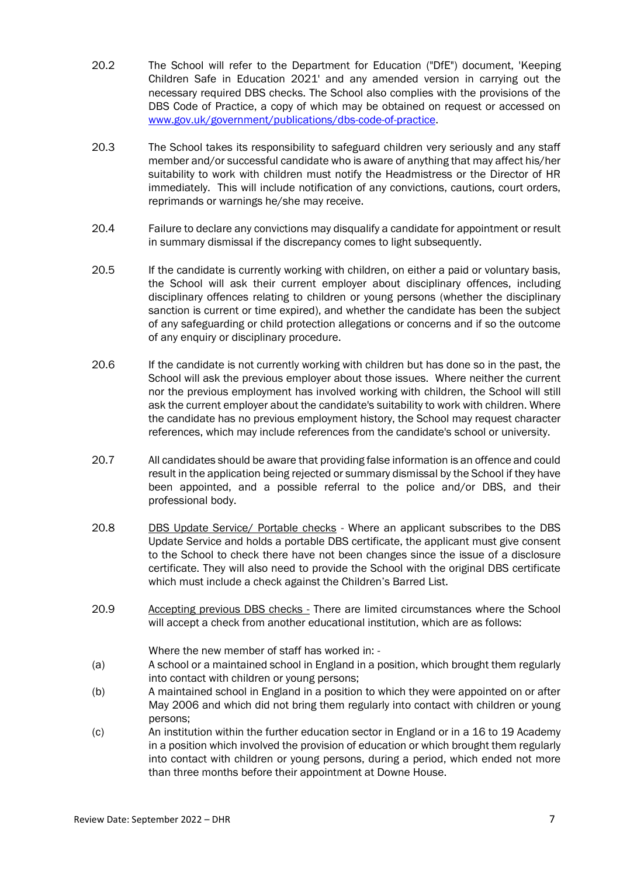20.2 The School will refer to the Department for Education ("DfE") document, 'Keeping Children Safe in Education 2021' and any amended version in carrying out the necessary required DBS checks. The School also complies with the provisions of the DBS Code of Practice, a copy of which may be obtained on request or accessed on [www.gov.uk/government/publications/dbs-code-of-practice](http://www.gov.uk/government/publications/dbs-code-of-practice).

20.3 The School takes its responsibility to safeguard children very seriously and any staff member and/or successful candidate who is aware of anything that may affect his/her suitability to work with children must notify the Headmistress or the Director of HR immediately. This will include notification of any convictions, cautions, court orders, reprimands or warnings he/she may receive.

20.4 Failure to declare any convictions may disqualify a candidate for appointment or result in summary dismissal if the discrepancy comes to light subsequently.

20.5 If the candidate is currently working with children, on either a paid or voluntary basis, the School will ask their current employer about disciplinary offences, including disciplinary offences relating to children or young persons (whether the disciplinary sanction is current or time expired), and whether the candidate has been the subject of any safeguarding or child protection allegations or concerns and if so the outcome of any enquiry or disciplinary procedure.

20.6 If the candidate is not currently working with children but has done so in the past, the School will ask the previous employer about those issues. Where neither the current nor the previous employment has involved working with children, the School will still ask the current employer about the candidate's suitability to work with children. Where the candidate has no previous employment history, the School may request character references, which may include references from the candidate's school or university.

20.7 All candidates should be aware that providing false information is an offence and could result in the application being rejected or summary dismissal by the School if they have been appointed, and a possible referral to the police and/or DBS, and their professional body.

20.8 DBS Update Service/ Portable checks - Where an applicant subscribes to the DBS Update Service and holds a portable DBS certificate, the applicant must give consent to the School to check there have not been changes since the issue of a disclosure certificate. They will also need to provide the School with the original DBS certificate which must include a check against the Children's Barred List.

20.9 Accepting previous DBS checks - There are limited circumstances where the School will accept a check from another educational institution, which are as follows:

Where the new member of staff has worked in: -

(a) A school or a maintained school in England in a position, which brought them regularly into contact with children or young persons;

(b) A maintained school in England in a position to which they were appointed on or after May 2006 and which did not bring them regularly into contact with children or young persons;

(c) An institution within the further education sector in England or in a 16 to 19 Academy in a position which involved the provision of education or which brought them regularly into contact with children or young persons, during a period, which ended not more than three months before their appointment at Downe House.

Review Date: September 2022 – DHR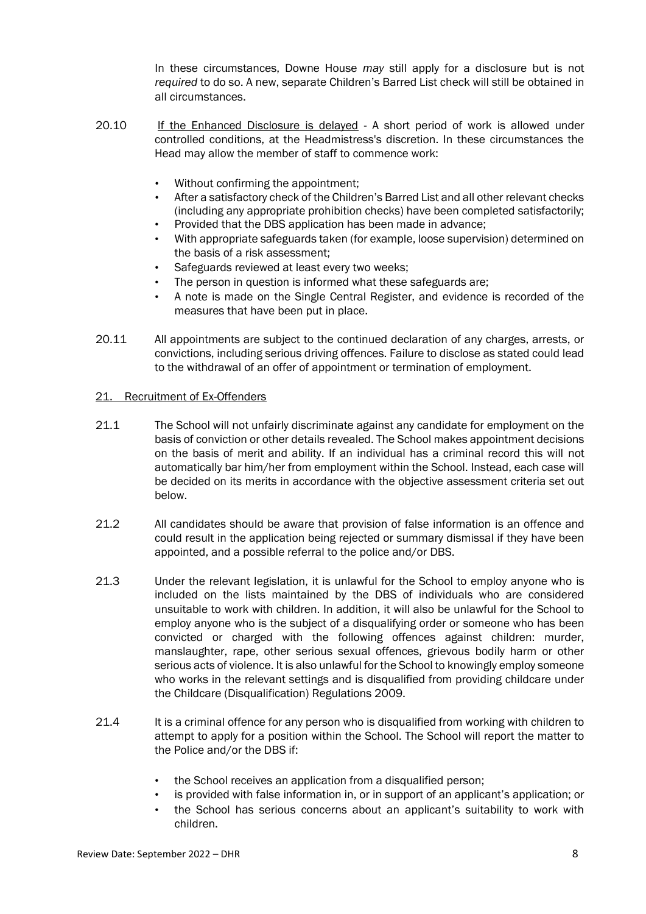In these circumstances, Downe House *may* still apply for a disclosure but is not *required* to do so. A new, separate Children's Barred List check will still be obtained in all circumstances.

20.10 If the Enhanced Disclosure is delayed - A short period of work is allowed under controlled conditions, at the Headmistress's discretion. In these circumstances the Head may allow the member of staff to commence work:

- Without confirming the appointment;
- After a satisfactory check of the Children's Barred List and all other relevant checks (including any appropriate prohibition checks) have been completed satisfactorily;
- Provided that the DBS application has been made in advance;
- With appropriate safeguards taken (for example, loose supervision) determined on the basis of a risk assessment;
- Safeguards reviewed at least every two weeks;
- The person in question is informed what these safeguards are;
- A note is made on the Single Central Register, and evidence is recorded of the measures that have been put in place.

20.11 All appointments are subject to the continued declaration of any charges, arrests, or convictions, including serious driving offences. Failure to disclose as stated could lead to the withdrawal of an offer of appointment or termination of employment.

## 21. Recruitment of Ex-Offenders

21.1 The School will not unfairly discriminate against any candidate for employment on the basis of conviction or other details revealed. The School makes appointment decisions on the basis of merit and ability. If an individual has a criminal record this will not automatically bar him/her from employment within the School. Instead, each case will be decided on its merits in accordance with the objective assessment criteria set out below.

21.2 All candidates should be aware that provision of false information is an offence and could result in the application being rejected or summary dismissal if they have been appointed, and a possible referral to the police and/or DBS.

21.3 Under the relevant legislation, it is unlawful for the School to employ anyone who is included on the lists maintained by the DBS of individuals who are considered unsuitable to work with children. In addition, it will also be unlawful for the School to employ anyone who is the subject of a disqualifying order or someone who has been convicted or charged with the following offences against children: murder, manslaughter, rape, other serious sexual offences, grievous bodily harm or other serious acts of violence. It is also unlawful for the School to knowingly employ someone who works in the relevant settings and is disqualified from providing childcare under the Childcare (Disqualification) Regulations 2009.

21.4 It is a criminal offence for any person who is disqualified from working with children to attempt to apply for a position within the School. The School will report the matter to the Police and/or the DBS if:

- the School receives an application from a disqualified person;
- is provided with false information in, or in support of an applicant's application; or
- the School has serious concerns about an applicant's suitability to work with children.

Review Date: September 2022 – DHR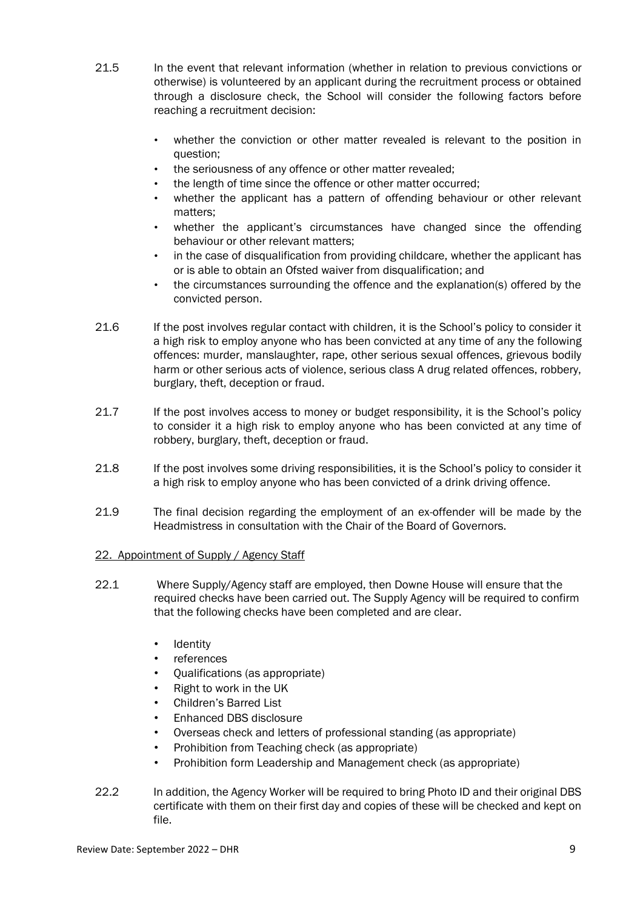21.5 In the event that relevant information (whether in relation to previous convictions or otherwise) is volunteered by an applicant during the recruitment process or obtained through a disclosure check, the School will consider the following factors before reaching a recruitment decision:

- whether the conviction or other matter revealed is relevant to the position in question;
- the seriousness of any offence or other matter revealed;
- the length of time since the offence or other matter occurred;
- whether the applicant has a pattern of offending behaviour or other relevant matters;
- whether the applicant's circumstances have changed since the offending behaviour or other relevant matters;
- in the case of disqualification from providing childcare, whether the applicant has or is able to obtain an Ofsted waiver from disqualification; and
- the circumstances surrounding the offence and the explanation(s) offered by the convicted person.

21.6 If the post involves regular contact with children, it is the School's policy to consider it a high risk to employ anyone who has been convicted at any time of any the following offences: murder, manslaughter, rape, other serious sexual offences, grievous bodily harm or other serious acts of violence, serious class A drug related offences, robbery, burglary, theft, deception or fraud.

21.7 If the post involves access to money or budget responsibility, it is the School's policy to consider it a high risk to employ anyone who has been convicted at any time of robbery, burglary, theft, deception or fraud.

21.8 If the post involves some driving responsibilities, it is the School's policy to consider it a high risk to employ anyone who has been convicted of a drink driving offence.

21.9 The final decision regarding the employment of an ex-offender will be made by the Headmistress in consultation with the Chair of the Board of Governors.

## 22. Appointment of Supply / Agency Staff

22.1 Where Supply/Agency staff are employed, then Downe House will ensure that the required checks have been carried out. The Supply Agency will be required to confirm that the following checks have been completed and are clear.

- Identity
- references
- Qualifications (as appropriate)
- Right to work in the UK
- Children's Barred List
- Enhanced DBS disclosure
- Overseas check and letters of professional standing (as appropriate)
- Prohibition from Teaching check (as appropriate)
- Prohibition form Leadership and Management check (as appropriate)

22.2 In addition, the Agency Worker will be required to bring Photo ID and their original DBS certificate with them on their first day and copies of these will be checked and kept on file.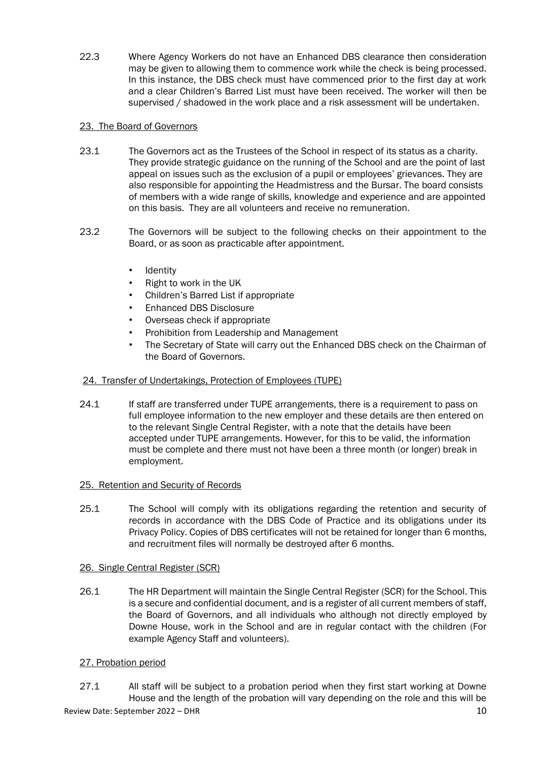22.3 Where Agency Workers do not have an Enhanced DBS clearance then consideration may be given to allowing them to commence work while the check is being processed. In this instance, the DBS check must have commenced prior to the first day at work and a clear Children's Barred List must have been received. The worker will then be supervised / shadowed in the work place and a risk assessment will be undertaken.

## 23. The Board of Governors

23.1 The Governors act as the Trustees of the School in respect of its status as a charity. They provide strategic guidance on the running of the School and are the point of last appeal on issues such as the exclusion of a pupil or employees' grievances. They are also responsible for appointing the Headmistress and the Bursar. The board consists of members with a wide range of skills, knowledge and experience and are appointed on this basis. They are all volunteers and receive no remuneration.

23.2 The Governors will be subject to the following checks on their appointment to the Board, or as soon as practicable after appointment.

- Identity
- Right to work in the UK
- Children's Barred List if appropriate
- Enhanced DBS Disclosure
- Overseas check if appropriate
- Prohibition from Leadership and Management
- The Secretary of State will carry out the Enhanced DBS check on the Chairman of the Board of Governors.

## 24. Transfer of Undertakings, Protection of Employees (TUPE)

24.1 If staff are transferred under TUPE arrangements, there is a requirement to pass on full employee information to the new employer and these details are then entered on to the relevant Single Central Register, with a note that the details have been accepted under TUPE arrangements. However, for this to be valid, the information must be complete and there must not have been a three month (or longer) break in employment.

## 25. Retention and Security of Records

25.1 The School will comply with its obligations regarding the retention and security of records in accordance with the DBS Code of Practice and its obligations under its Privacy Policy. Copies of DBS certificates will not be retained for longer than 6 months, and recruitment files will normally be destroyed after 6 months.

## 26. Single Central Register (SCR)

26.1 The HR Department will maintain the Single Central Register (SCR) for the School. This is a secure and confidential document, and is a register of all current members of staff, the Board of Governors, and all individuals who although not directly employed by Downe House, work in the School and are in regular contact with the children (For example Agency Staff and volunteers).

## 27. Probation period

27.1 All staff will be subject to a probation period when they first start working at Downe House and the length of the probation will vary depending on the role and this will be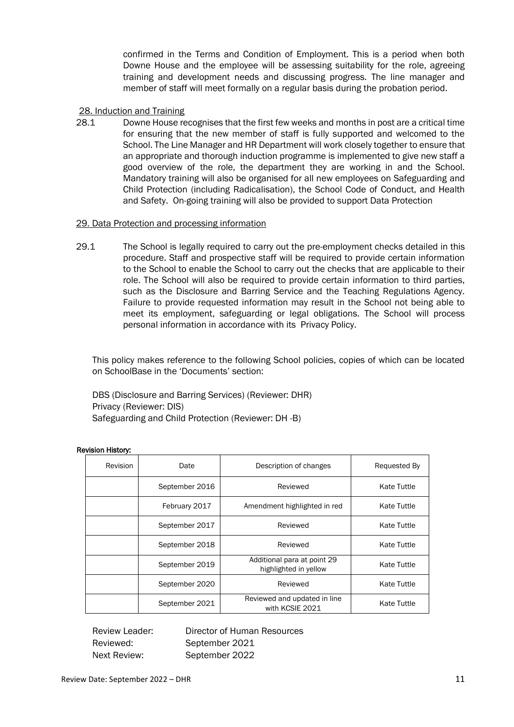confirmed in the Terms and Condition of Employment. This is a period when both Downe House and the employee will be assessing suitability for the role, agreeing training and development needs and discussing progress. The line manager and member of staff will meet formally on a regular basis during the probation period.

## 28. Induction and Training

28.1 Downe House recognises that the first few weeks and months in post are a critical time for ensuring that the new member of staff is fully supported and welcomed to the School. The Line Manager and HR Department will work closely together to ensure that an appropriate and thorough induction programme is implemented to give new staff a good overview of the role, the department they are working in and the School. Mandatory training will also be organised for all new employees on Safeguarding and Child Protection (including Radicalisation), the School Code of Conduct, and Health and Safety. On-going training will also be provided to support Data Protection

## 29. Data Protection and processing information

29.1 The School is legally required to carry out the pre-employment checks detailed in this procedure. Staff and prospective staff will be required to provide certain information to the School to enable the School to carry out the checks that are applicable to their role. The School will also be required to provide certain information to third parties, such as the Disclosure and Barring Service and the Teaching Regulations Agency. Failure to provide requested information may result in the School not being able to meet its employment, safeguarding or legal obligations. The School will process personal information in accordance with its Privacy Policy.

This policy makes reference to the following School policies, copies of which can be located on SchoolBase in the 'Documents' section:

DBS (Disclosure and Barring Services) (Reviewer: DHR)
Privacy (Reviewer: DIS)
Safeguarding and Child Protection (Reviewer: DH -B)

**Revision History:**

| Revision | Date | Description of changes | Requested By |
|---|---|---|---|
| | September 2016 | Reviewed | Kate Tuttle |
| | February 2017 | Amendment highlighted in red | Kate Tuttle |
| | September 2017 | Reviewed | Kate Tuttle |
| | September 2018 | Reviewed | Kate Tuttle |
| | September 2019 | Additional para at point 29 highlighted in yellow | Kate Tuttle |
| | September 2020 | Reviewed | Kate Tuttle |
| | September 2021 | Reviewed and updated in line with KCSIE 2021 | Kate Tuttle |

Review Leader: Director of Human Resources
Reviewed: September 2021
Next Review: September 2022